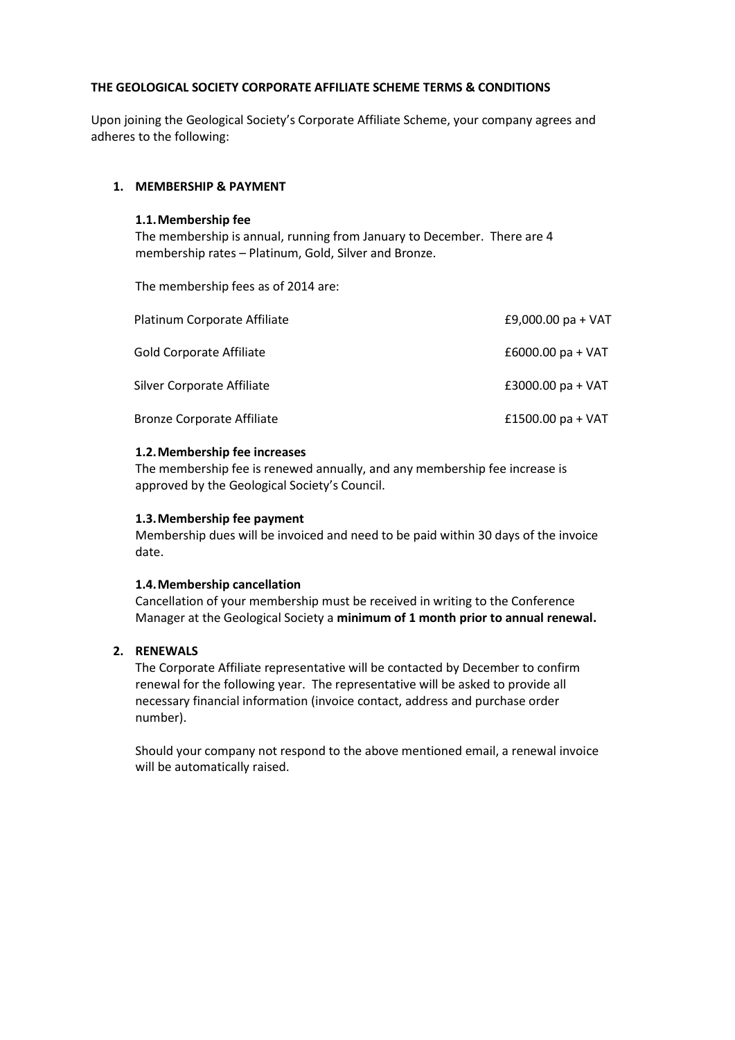**THE GEOLOGICAL SOCIETY CORPORATE AFFILIATE SCHEME TERMS & CONDITIONS**

Upon joining the Geological Society's Corporate Affiliate Scheme, your company agrees and adheres to the following:

## 1. MEMBERSHIP & PAYMENT

### 1.1. Membership fee

The membership is annual, running from January to December. There are 4 membership rates – Platinum, Gold, Silver and Bronze.

The membership fees as of 2014 are:

| | |
|---|---|
| Platinum Corporate Affiliate | £9,000.00 pa + VAT |
| Gold Corporate Affiliate | £6000.00 pa + VAT |
| Silver Corporate Affiliate | £3000.00 pa + VAT |
| Bronze Corporate Affiliate | £1500.00 pa + VAT |

### 1.2. Membership fee increases

The membership fee is renewed annually, and any membership fee increase is approved by the Geological Society's Council.

### 1.3. Membership fee payment

Membership dues will be invoiced and need to be paid within 30 days of the invoice date.

### 1.4. Membership cancellation

Cancellation of your membership must be received in writing to the Conference Manager at the Geological Society a **minimum of 1 month prior to annual renewal.**

## 2. RENEWALS

The Corporate Affiliate representative will be contacted by December to confirm renewal for the following year. The representative will be asked to provide all necessary financial information (invoice contact, address and purchase order number).

Should your company not respond to the above mentioned email, a renewal invoice will be automatically raised.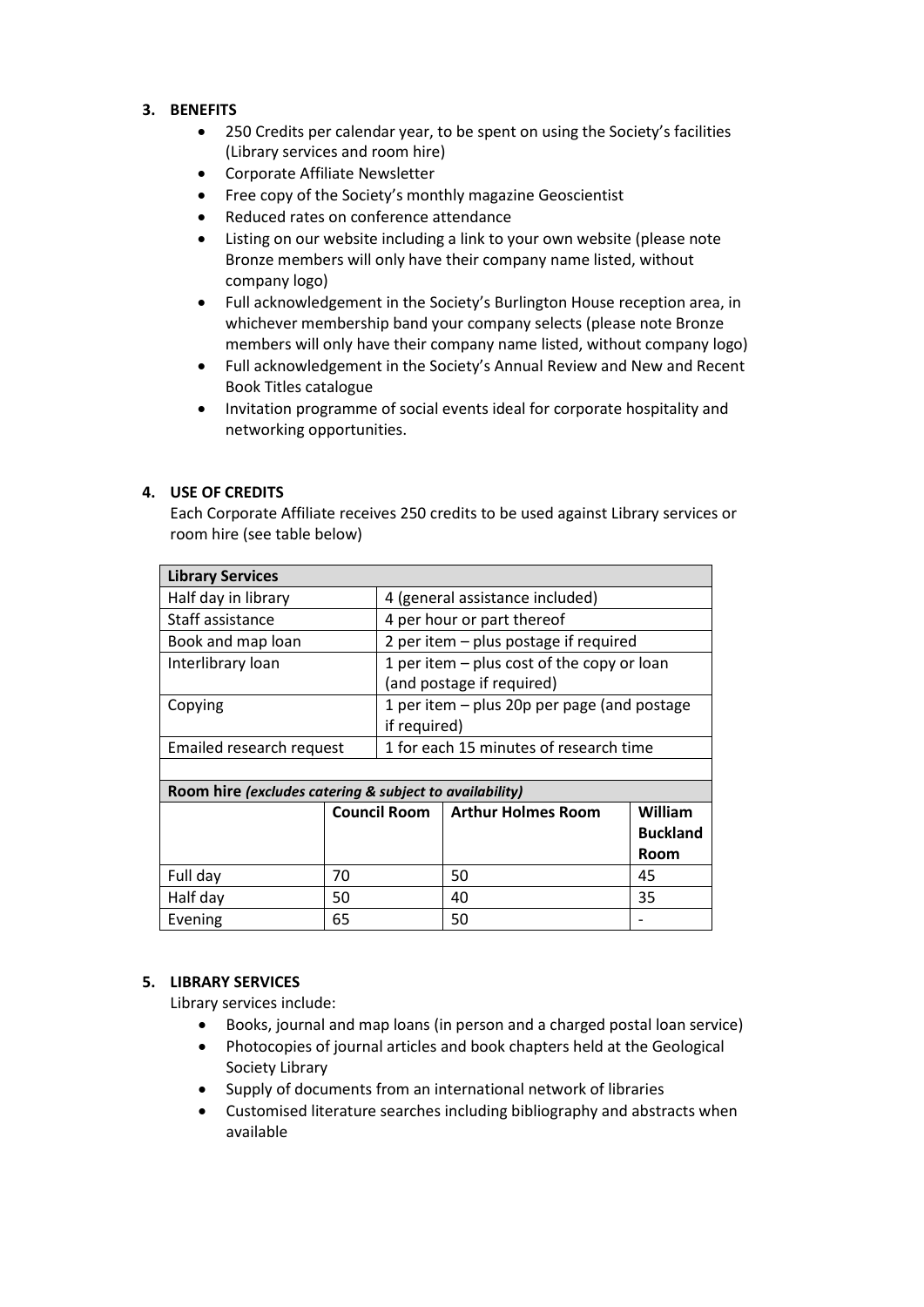3. **BENEFITS**
    - 250 Credits per calendar year, to be spent on using the Society's facilities (Library services and room hire)
    - Corporate Affiliate Newsletter
    - Free copy of the Society's monthly magazine Geoscientist
    - Reduced rates on conference attendance
    - Listing on our website including a link to your own website (please note Bronze members will only have their company name listed, without company logo)
    - Full acknowledgement in the Society's Burlington House reception area, in whichever membership band your company selects (please note Bronze members will only have their company name listed, without company logo)
    - Full acknowledgement in the Society's Annual Review and New and Recent Book Titles catalogue
    - Invitation programme of social events ideal for corporate hospitality and networking opportunities.

4. **USE OF CREDITS**

    Each Corporate Affiliate receives 250 credits to be used against Library services or room hire (see table below)

| **Library Services** | |
|---|---|
| Half day in library | 4 (general assistance included) |
| Staff assistance | 4 per hour or part thereof |
| Book and map loan | 2 per item – plus postage if required |
| Interlibrary loan | 1 per item – plus cost of the copy or loan (and postage if required) |
| Copying | 1 per item – plus 20p per page (and postage if required) |
| Emailed research request | 1 for each 15 minutes of research time |

| **Room hire** *(excludes catering & subject to availability)* | | | |
|---|---|---|---|
| | **Council Room** | **Arthur Holmes Room** | **William Buckland Room** |
| Full day | 70 | 50 | 45 |
| Half day | 50 | 40 | 35 |
| Evening | 65 | 50 | - |

5. **LIBRARY SERVICES**

    Library services include:
    - Books, journal and map loans (in person and a charged postal loan service)
    - Photocopies of journal articles and book chapters held at the Geological Society Library
    - Supply of documents from an international network of libraries
    - Customised literature searches including bibliography and abstracts when available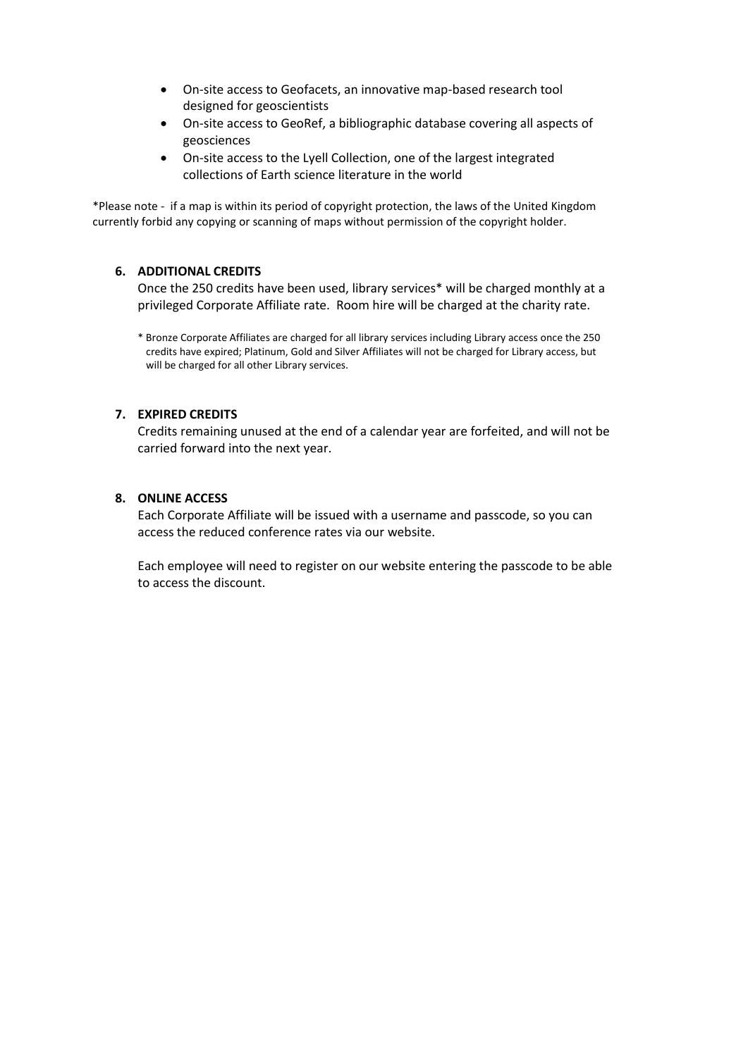- On-site access to Geofacets, an innovative map-based research tool designed for geoscientists
- On-site access to GeoRef, a bibliographic database covering all aspects of geosciences
- On-site access to the Lyell Collection, one of the largest integrated collections of Earth science literature in the world

*Please note - if a map is within its period of copyright protection, the laws of the United Kingdom currently forbid any copying or scanning of maps without permission of the copyright holder.

6. **ADDITIONAL CREDITS**

   Once the 250 credits have been used, library services* will be charged monthly at a privileged Corporate Affiliate rate. Room hire will be charged at the charity rate.

   * Bronze Corporate Affiliates are charged for all library services including Library access once the 250 credits have expired; Platinum, Gold and Silver Affiliates will not be charged for Library access, but will be charged for all other Library services.

7. **EXPIRED CREDITS**

   Credits remaining unused at the end of a calendar year are forfeited, and will not be carried forward into the next year.

8. **ONLINE ACCESS**

   Each Corporate Affiliate will be issued with a username and passcode, so you can access the reduced conference rates via our website.

   Each employee will need to register on our website entering the passcode to be able to access the discount.